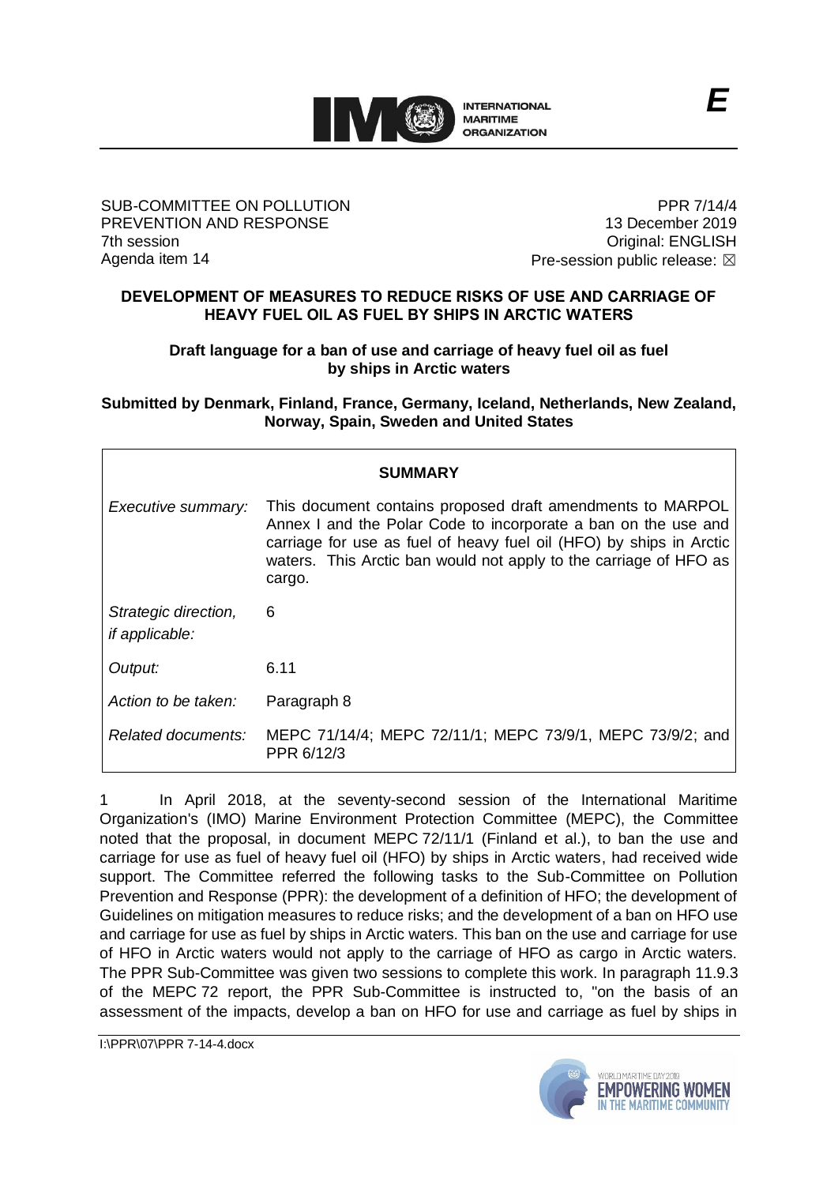E

SUB-COMMITTEE ON POLLUTION PREVENTION AND RESPONSE
7th session
Agenda item 14

PPR 7/14/4
13 December 2019
Original: ENGLISH
Pre-session public release: ☒

## DEVELOPMENT OF MEASURES TO REDUCE RISKS OF USE AND CARRIAGE OF HEAVY FUEL OIL AS FUEL BY SHIPS IN ARCTIC WATERS

### Draft language for a ban of use and carriage of heavy fuel oil as fuel by ships in Arctic waters

**Submitted by Denmark, Finland, France, Germany, Iceland, Netherlands, New Zealand, Norway, Spain, Sweden and United States**

| SUMMARY | |
|---|---|
| *Executive summary:* | This document contains proposed draft amendments to MARPOL Annex I and the Polar Code to incorporate a ban on the use and carriage for use as fuel of heavy fuel oil (HFO) by ships in Arctic waters. This Arctic ban would not apply to the carriage of HFO as cargo. |
| *Strategic direction, if applicable:* | 6 |
| *Output:* | 6.11 |
| *Action to be taken:* | Paragraph 8 |
| *Related documents:* | MEPC 71/14/4; MEPC 72/11/1; MEPC 73/9/1, MEPC 73/9/2; and PPR 6/12/3 |

1 In April 2018, at the seventy-second session of the International Maritime Organization's (IMO) Marine Environment Protection Committee (MEPC), the Committee noted that the proposal, in document MEPC 72/11/1 (Finland et al.), to ban the use and carriage for use as fuel of heavy fuel oil (HFO) by ships in Arctic waters, had received wide support. The Committee referred the following tasks to the Sub-Committee on Pollution Prevention and Response (PPR): the development of a definition of HFO; the development of Guidelines on mitigation measures to reduce risks; and the development of a ban on HFO use and carriage for use as fuel by ships in Arctic waters. This ban on the use and carriage for use of HFO in Arctic waters would not apply to the carriage of HFO as cargo in Arctic waters. The PPR Sub-Committee was given two sessions to complete this work. In paragraph 11.9.3 of the MEPC 72 report, the PPR Sub-Committee is instructed to, "on the basis of an assessment of the impacts, develop a ban on HFO for use and carriage as fuel by ships in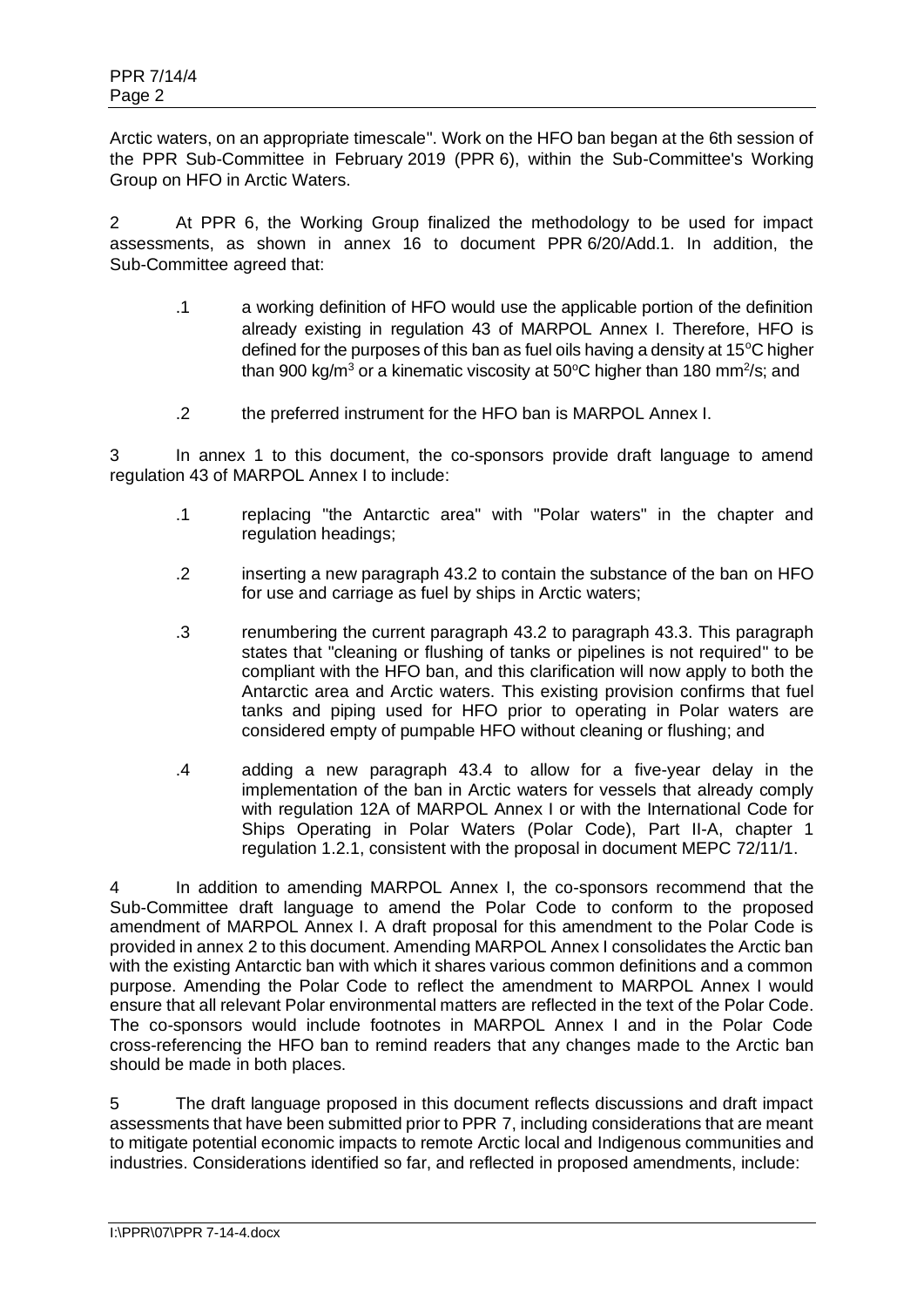Arctic waters, on an appropriate timescale". Work on the HFO ban began at the 6th session of the PPR Sub-Committee in February 2019 (PPR 6), within the Sub-Committee's Working Group on HFO in Arctic Waters.

2 At PPR 6, the Working Group finalized the methodology to be used for impact assessments, as shown in annex 16 to document PPR 6/20/Add.1. In addition, the Sub-Committee agreed that:

.1 a working definition of HFO would use the applicable portion of the definition already existing in regulation 43 of MARPOL Annex I. Therefore, HFO is defined for the purposes of this ban as fuel oils having a density at 15°C higher than 900 kg/m$^3$ or a kinematic viscosity at 50°C higher than 180 mm$^2$/s; and

.2 the preferred instrument for the HFO ban is MARPOL Annex I.

3 In annex 1 to this document, the co-sponsors provide draft language to amend regulation 43 of MARPOL Annex I to include:

.1 replacing "the Antarctic area" with "Polar waters" in the chapter and regulation headings;

.2 inserting a new paragraph 43.2 to contain the substance of the ban on HFO for use and carriage as fuel by ships in Arctic waters;

.3 renumbering the current paragraph 43.2 to paragraph 43.3. This paragraph states that "cleaning or flushing of tanks or pipelines is not required" to be compliant with the HFO ban, and this clarification will now apply to both the Antarctic area and Arctic waters. This existing provision confirms that fuel tanks and piping used for HFO prior to operating in Polar waters are considered empty of pumpable HFO without cleaning or flushing; and

.4 adding a new paragraph 43.4 to allow for a five-year delay in the implementation of the ban in Arctic waters for vessels that already comply with regulation 12A of MARPOL Annex I or with the International Code for Ships Operating in Polar Waters (Polar Code), Part II-A, chapter 1 regulation 1.2.1, consistent with the proposal in document MEPC 72/11/1.

4 In addition to amending MARPOL Annex I, the co-sponsors recommend that the Sub-Committee draft language to amend the Polar Code to conform to the proposed amendment of MARPOL Annex I. A draft proposal for this amendment to the Polar Code is provided in annex 2 to this document. Amending MARPOL Annex I consolidates the Arctic ban with the existing Antarctic ban with which it shares various common definitions and a common purpose. Amending the Polar Code to reflect the amendment to MARPOL Annex I would ensure that all relevant Polar environmental matters are reflected in the text of the Polar Code. The co-sponsors would include footnotes in MARPOL Annex I and in the Polar Code cross-referencing the HFO ban to remind readers that any changes made to the Arctic ban should be made in both places.

5 The draft language proposed in this document reflects discussions and draft impact assessments that have been submitted prior to PPR 7, including considerations that are meant to mitigate potential economic impacts to remote Arctic local and Indigenous communities and industries. Considerations identified so far, and reflected in proposed amendments, include: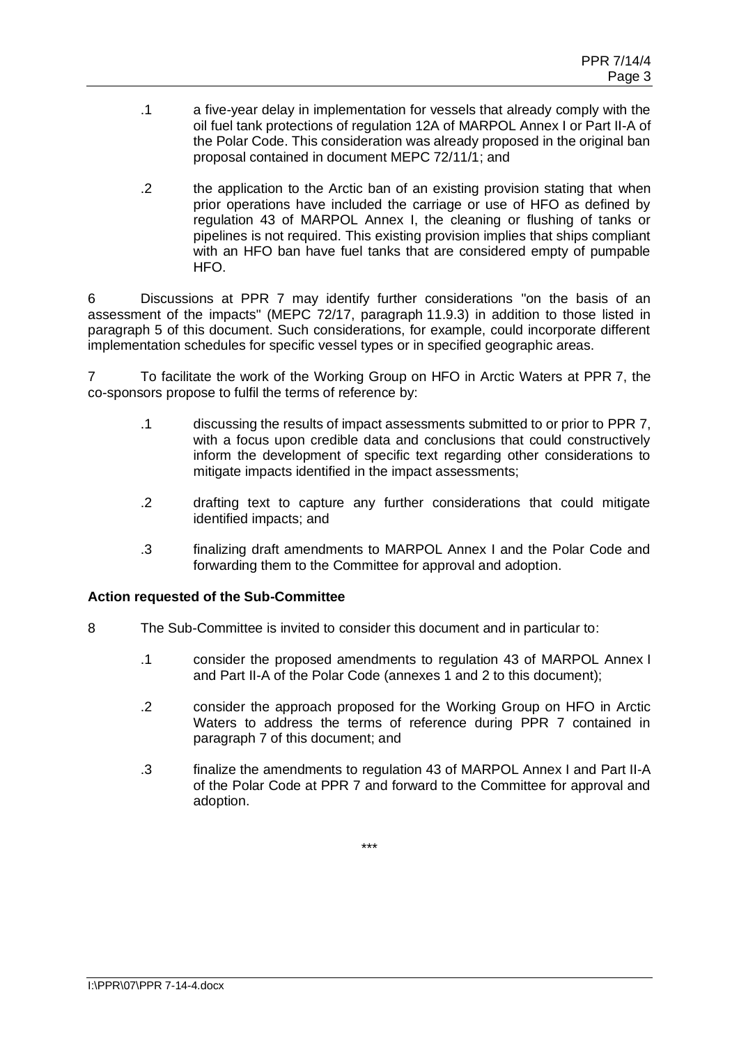.1 a five-year delay in implementation for vessels that already comply with the oil fuel tank protections of regulation 12A of MARPOL Annex I or Part II-A of the Polar Code. This consideration was already proposed in the original ban proposal contained in document MEPC 72/11/1; and

.2 the application to the Arctic ban of an existing provision stating that when prior operations have included the carriage or use of HFO as defined by regulation 43 of MARPOL Annex I, the cleaning or flushing of tanks or pipelines is not required. This existing provision implies that ships compliant with an HFO ban have fuel tanks that are considered empty of pumpable HFO.

6 Discussions at PPR 7 may identify further considerations "on the basis of an assessment of the impacts" (MEPC 72/17, paragraph 11.9.3) in addition to those listed in paragraph 5 of this document. Such considerations, for example, could incorporate different implementation schedules for specific vessel types or in specified geographic areas.

7 To facilitate the work of the Working Group on HFO in Arctic Waters at PPR 7, the co-sponsors propose to fulfil the terms of reference by:

.1 discussing the results of impact assessments submitted to or prior to PPR 7, with a focus upon credible data and conclusions that could constructively inform the development of specific text regarding other considerations to mitigate impacts identified in the impact assessments;

.2 drafting text to capture any further considerations that could mitigate identified impacts; and

.3 finalizing draft amendments to MARPOL Annex I and the Polar Code and forwarding them to the Committee for approval and adoption.

**Action requested of the Sub-Committee**

8 The Sub-Committee is invited to consider this document and in particular to:

.1 consider the proposed amendments to regulation 43 of MARPOL Annex I and Part II-A of the Polar Code (annexes 1 and 2 to this document);

.2 consider the approach proposed for the Working Group on HFO in Arctic Waters to address the terms of reference during PPR 7 contained in paragraph 7 of this document; and

.3 finalize the amendments to regulation 43 of MARPOL Annex I and Part II-A of the Polar Code at PPR 7 and forward to the Committee for approval and adoption.

***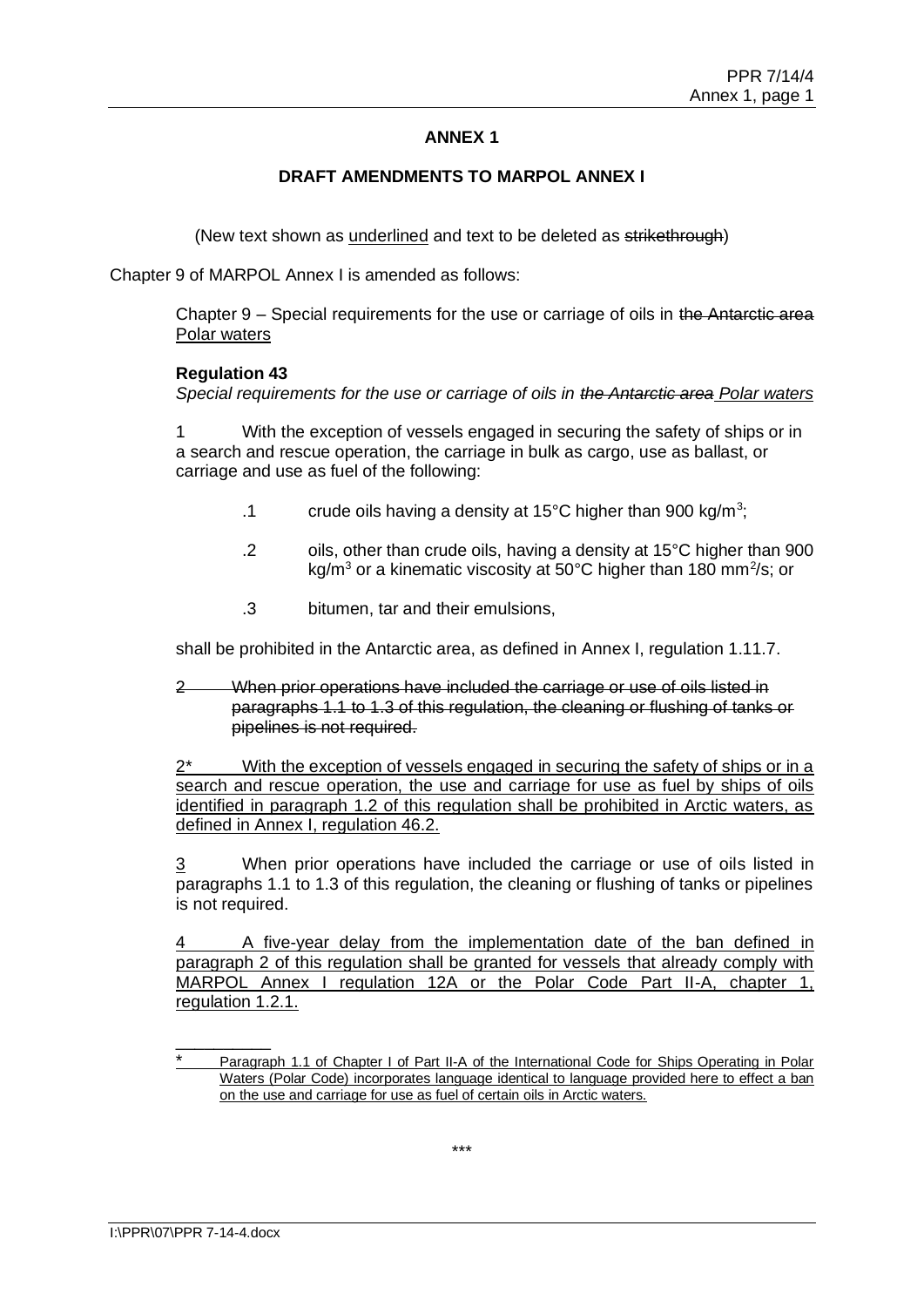# ANNEX 1

## DRAFT AMENDMENTS TO MARPOL ANNEX I

(New text shown as <u>underlined</u> and text to be deleted as ~~strikethrough~~)

Chapter 9 of MARPOL Annex I is amended as follows:

Chapter 9 – Special requirements for the use or carriage of oils in ~~the Antarctic area~~ <u>Polar waters</u>

**Regulation 43**

*Special requirements for the use or carriage of oils in ~~the Antarctic area~~ <u>Polar waters</u>*

1 With the exception of vessels engaged in securing the safety of ships or in a search and rescue operation, the carriage in bulk as cargo, use as ballast, or carriage and use as fuel of the following:

.1 crude oils having a density at 15°C higher than 900 kg/m$^3$;

.2 oils, other than crude oils, having a density at 15°C higher than 900 kg/m$^3$ or a kinematic viscosity at 50°C higher than 180 mm$^2$/s; or

.3 bitumen, tar and their emulsions,

shall be prohibited in the Antarctic area, as defined in Annex I, regulation 1.11.7.

~~2 When prior operations have included the carriage or use of oils listed in paragraphs 1.1 to 1.3 of this regulation, the cleaning or flushing of tanks or pipelines is not required.~~

<u>2* With the exception of vessels engaged in securing the safety of ships or in a search and rescue operation, the use and carriage for use as fuel by ships of oils identified in paragraph 1.2 of this regulation shall be prohibited in Arctic waters, as defined in Annex I, regulation 46.2.</u>

<u>3</u> When prior operations have included the carriage or use of oils listed in paragraphs 1.1 to 1.3 of this regulation, the cleaning or flushing of tanks or pipelines is not required.

<u>4 A five-year delay from the implementation date of the ban defined in paragraph 2 of this regulation shall be granted for vessels that already comply with MARPOL Annex I regulation 12A or the Polar Code Part II-A, chapter 1, regulation 1.2.1.</u>

---

<u>* Paragraph 1.1 of Chapter I of Part II-A of the International Code for Ships Operating in Polar Waters (Polar Code) incorporates language identical to language provided here to effect a ban on the use and carriage for use as fuel of certain oils in Arctic waters.</u>

\*\*\*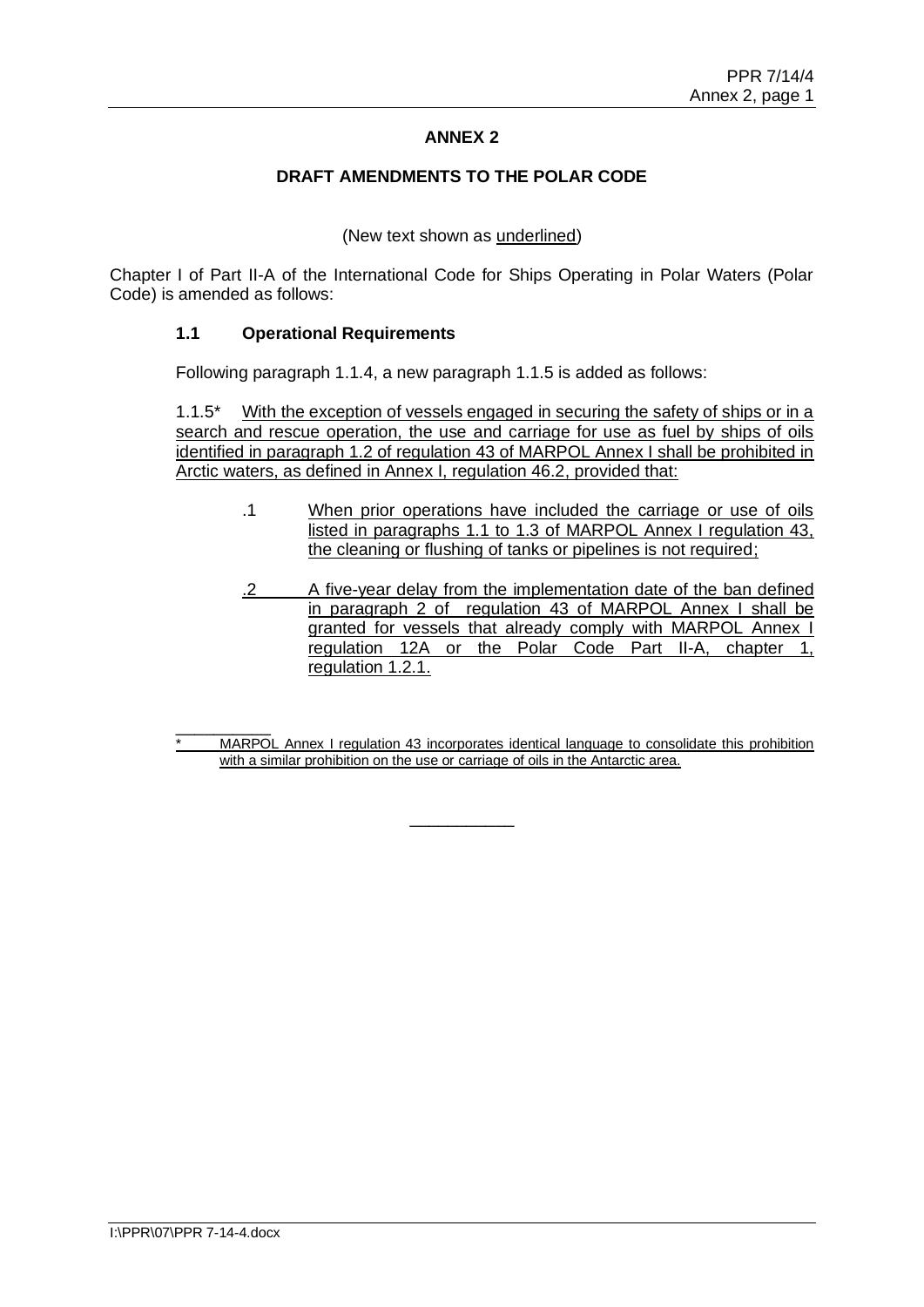## ANNEX 2

### DRAFT AMENDMENTS TO THE POLAR CODE

(New text shown as <u>underlined</u>)

Chapter I of Part II-A of the International Code for Ships Operating in Polar Waters (Polar Code) is amended as follows:

**1.1 Operational Requirements**

Following paragraph 1.1.4, a new paragraph 1.1.5 is added as follows:

1.1.5* <u>With the exception of vessels engaged in securing the safety of ships or in a search and rescue operation, the use and carriage for use as fuel by ships of oils identified in paragraph 1.2 of regulation 43 of MARPOL Annex I shall be prohibited in Arctic waters, as defined in Annex I, regulation 46.2, provided that:</u>

.1 <u>When prior operations have included the carriage or use of oils listed in paragraphs 1.1 to 1.3 of MARPOL Annex I regulation 43, the cleaning or flushing of tanks or pipelines is not required;</u>

<u>.2 A five-year delay from the implementation date of the ban defined in paragraph 2 of regulation 43 of MARPOL Annex I shall be granted for vessels that already comply with MARPOL Annex I regulation 12A or the Polar Code Part II-A, chapter 1, regulation 1.2.1.</u>

---

\* <u>MARPOL Annex I regulation 43 incorporates identical language to consolidate this prohibition with a similar prohibition on the use or carriage of oils in the Antarctic area.</u>